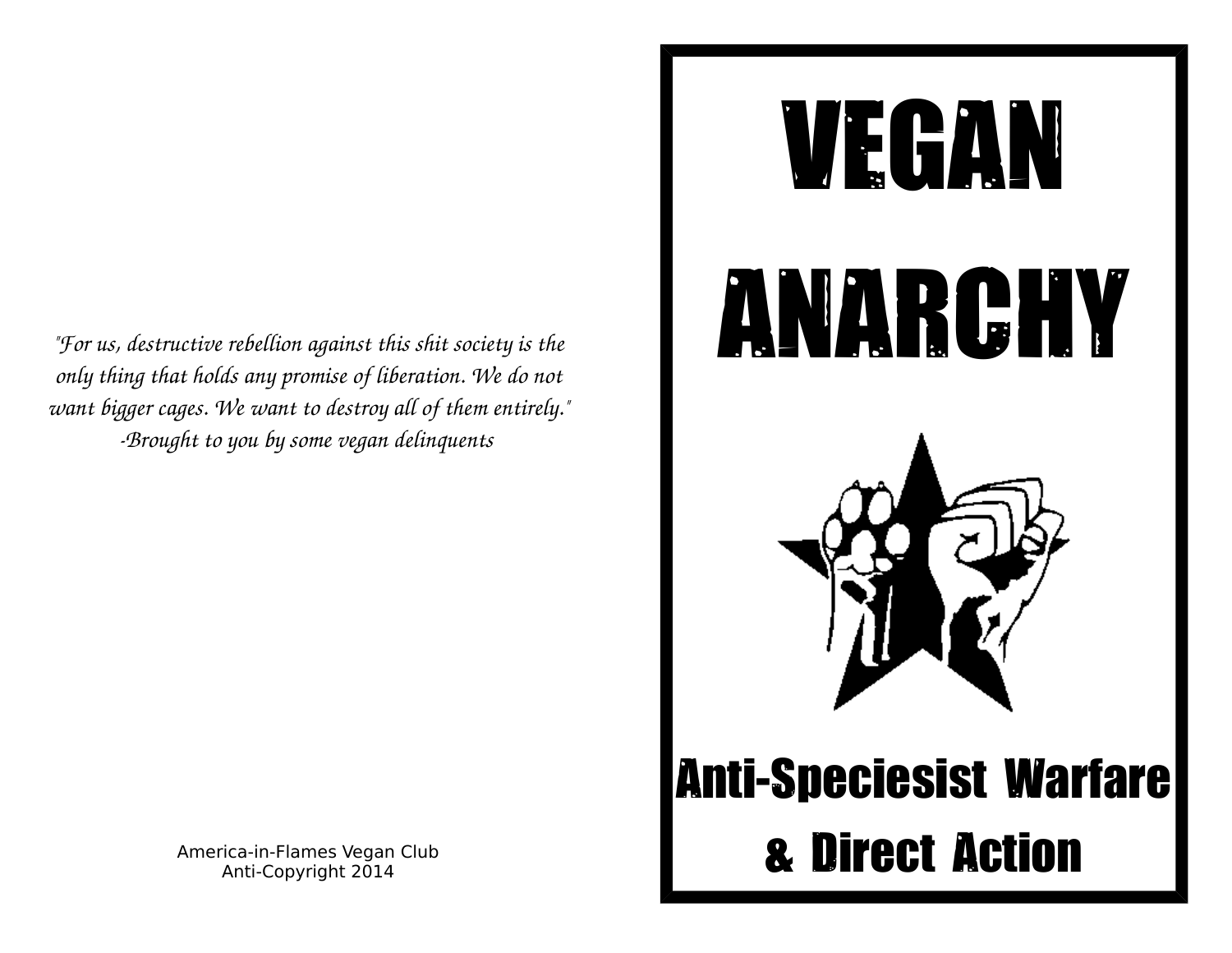"For us, destructive rebellion against this shit society is the only thing that holds any promise of liberation. We do not want bigger cages. We want to destroy all of them entirely."
-Brought to you by some vegan delinquents

America-in-Flames Vegan Club
Anti-Copyright 2014

# VEGAN ANARCHY

## Anti-Speciesist Warfare & Direct Action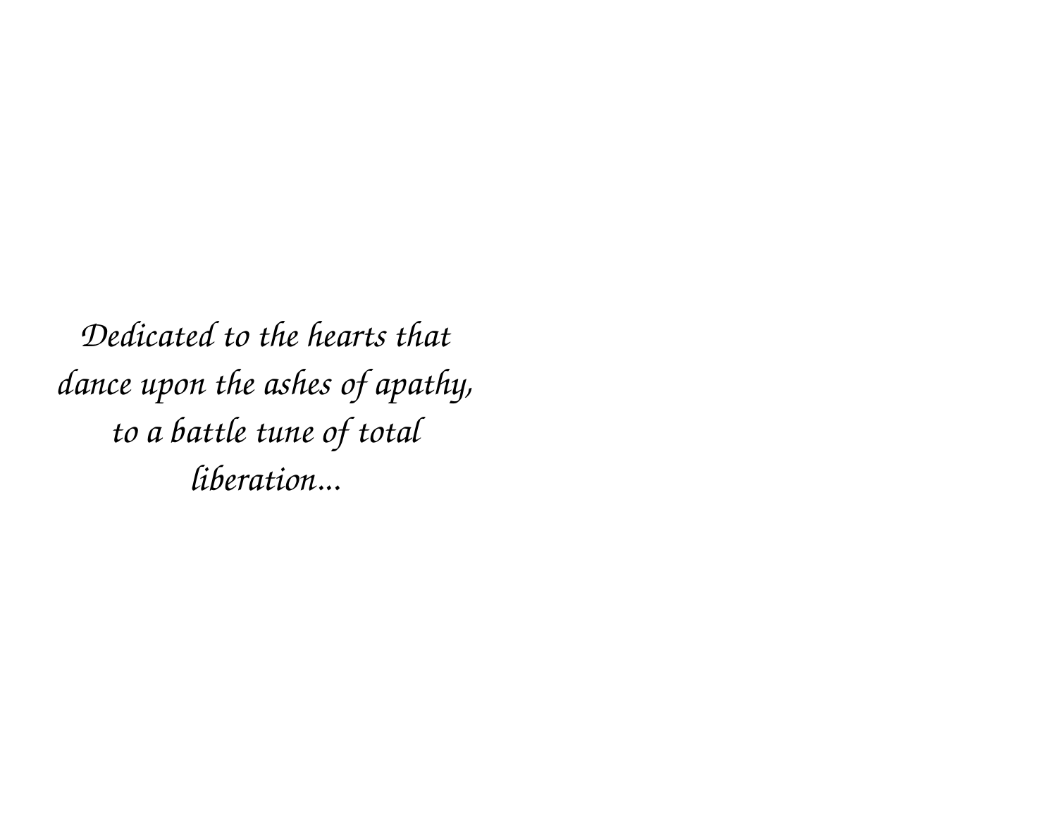*Dedicated to the hearts that dance upon the ashes of apathy, to a battle tune of total liberation...*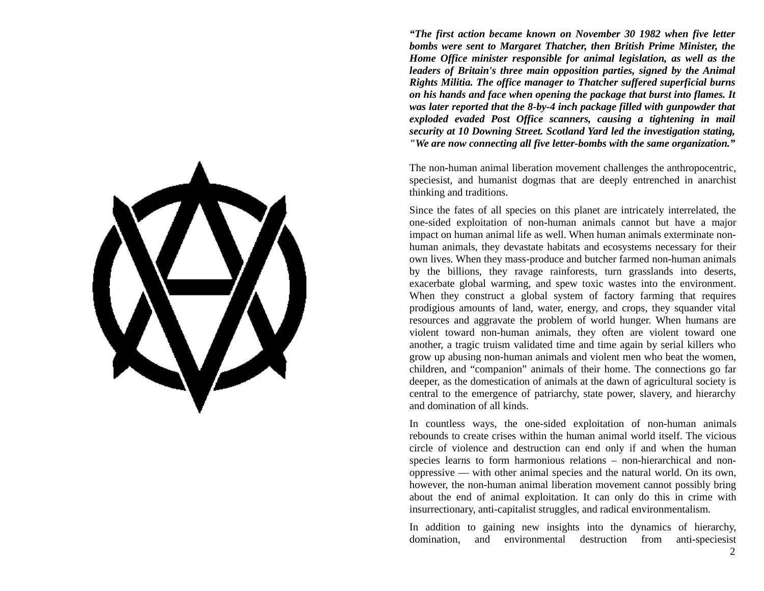***"The first action became known on November 30 1982 when five letter bombs were sent to Margaret Thatcher, then British Prime Minister, the Home Office minister responsible for animal legislation, as well as the leaders of Britain's three main opposition parties, signed by the Animal Rights Militia. The office manager to Thatcher suffered superficial burns on his hands and face when opening the package that burst into flames. It was later reported that the 8-by-4 inch package filled with gunpowder that exploded evaded Post Office scanners, causing a tightening in mail security at 10 Downing Street. Scotland Yard led the investigation stating, "We are now connecting all five letter-bombs with the same organization."***

The non-human animal liberation movement challenges the anthropocentric, speciesist, and humanist dogmas that are deeply entrenched in anarchist thinking and traditions.

Since the fates of all species on this planet are intricately interrelated, the one-sided exploitation of non-human animals cannot but have a major impact on human animal life as well. When human animals exterminate non-human animals, they devastate habitats and ecosystems necessary for their own lives. When they mass-produce and butcher farmed non-human animals by the billions, they ravage rainforests, turn grasslands into deserts, exacerbate global warming, and spew toxic wastes into the environment. When they construct a global system of factory farming that requires prodigious amounts of land, water, energy, and crops, they squander vital resources and aggravate the problem of world hunger. When humans are violent toward non-human animals, they often are violent toward one another, a tragic truism validated time and time again by serial killers who grow up abusing non-human animals and violent men who beat the women, children, and "companion" animals of their home. The connections go far deeper, as the domestication of animals at the dawn of agricultural society is central to the emergence of patriarchy, state power, slavery, and hierarchy and domination of all kinds.

In countless ways, the one-sided exploitation of non-human animals rebounds to create crises within the human animal world itself. The vicious circle of violence and destruction can end only if and when the human species learns to form harmonious relations – non-hierarchical and non-oppressive — with other animal species and the natural world. On its own, however, the non-human animal liberation movement cannot possibly bring about the end of animal exploitation. It can only do this in crime with insurrectionary, anti-capitalist struggles, and radical environmentalism.

In addition to gaining new insights into the dynamics of hierarchy, domination, and environmental destruction from anti-speciesist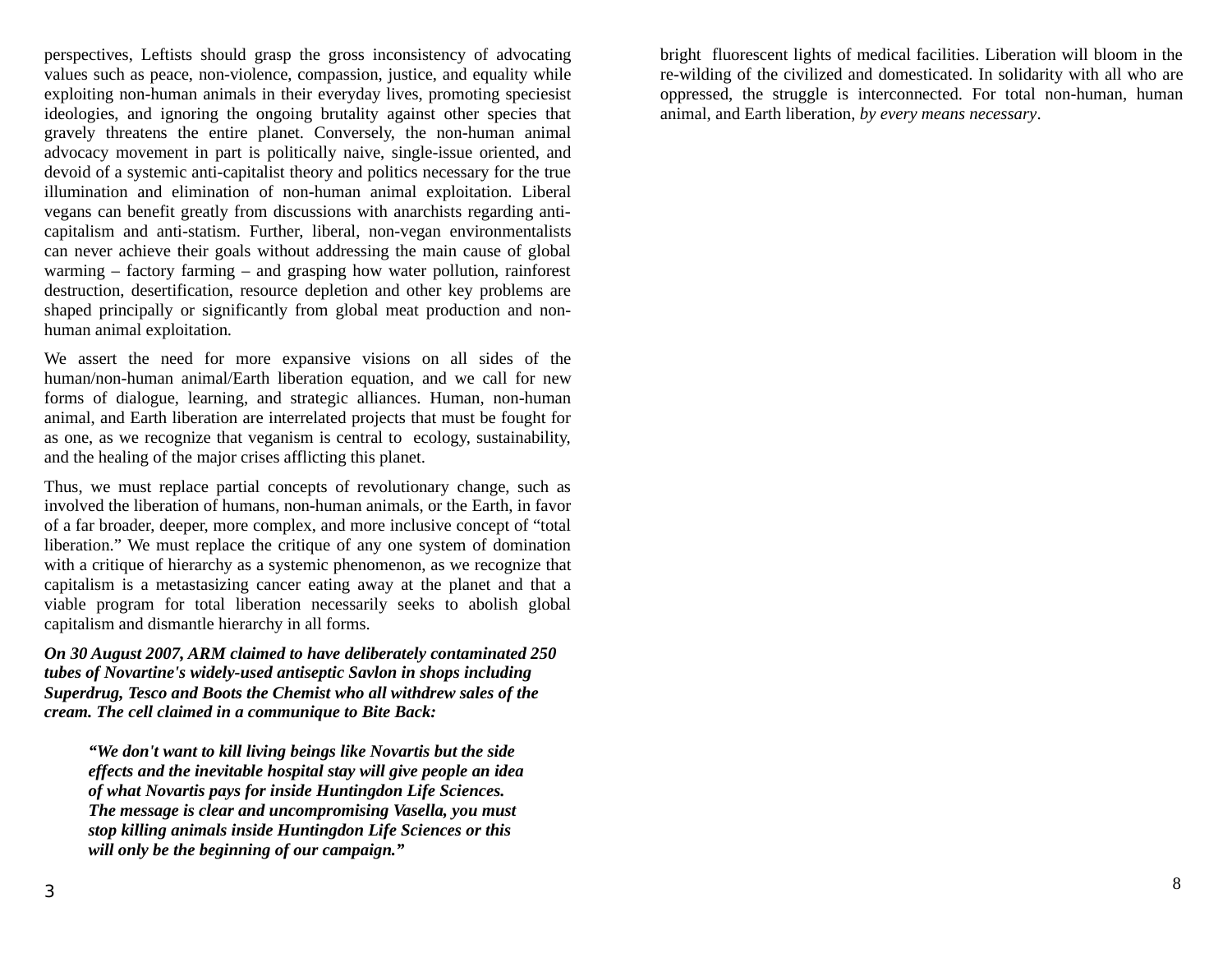perspectives, Leftists should grasp the gross inconsistency of advocating values such as peace, non-violence, compassion, justice, and equality while exploiting non-human animals in their everyday lives, promoting speciesist ideologies, and ignoring the ongoing brutality against other species that gravely threatens the entire planet. Conversely, the non-human animal advocacy movement in part is politically naive, single-issue oriented, and devoid of a systemic anti-capitalist theory and politics necessary for the true illumination and elimination of non-human animal exploitation. Liberal vegans can benefit greatly from discussions with anarchists regarding anti-capitalism and anti-statism. Further, liberal, non-vegan environmentalists can never achieve their goals without addressing the main cause of global warming – factory farming – and grasping how water pollution, rainforest destruction, desertification, resource depletion and other key problems are shaped principally or significantly from global meat production and non-human animal exploitation.

We assert the need for more expansive visions on all sides of the human/non-human animal/Earth liberation equation, and we call for new forms of dialogue, learning, and strategic alliances. Human, non-human animal, and Earth liberation are interrelated projects that must be fought for as one, as we recognize that veganism is central to ecology, sustainability, and the healing of the major crises afflicting this planet.

Thus, we must replace partial concepts of revolutionary change, such as involved the liberation of humans, non-human animals, or the Earth, in favor of a far broader, deeper, more complex, and more inclusive concept of "total liberation." We must replace the critique of any one system of domination with a critique of hierarchy as a systemic phenomenon, as we recognize that capitalism is a metastasizing cancer eating away at the planet and that a viable program for total liberation necessarily seeks to abolish global capitalism and dismantle hierarchy in all forms.

***On 30 August 2007, ARM claimed to have deliberately contaminated 250 tubes of Novartine's widely-used antiseptic Savlon in shops including Superdrug, Tesco and Boots the Chemist who all withdrew sales of the cream. The cell claimed in a communique to Bite Back:***

> ***"We don't want to kill living beings like Novartis but the side effects and the inevitable hospital stay will give people an idea of what Novartis pays for inside Huntingdon Life Sciences. The message is clear and uncompromising Vasella, you must stop killing animals inside Huntingdon Life Sciences or this will only be the beginning of our campaign."***

bright fluorescent lights of medical facilities. Liberation will bloom in the re-wilding of the civilized and domesticated. In solidarity with all who are oppressed, the struggle is interconnected. For total non-human, human animal, and Earth liberation, *by every means necessary*.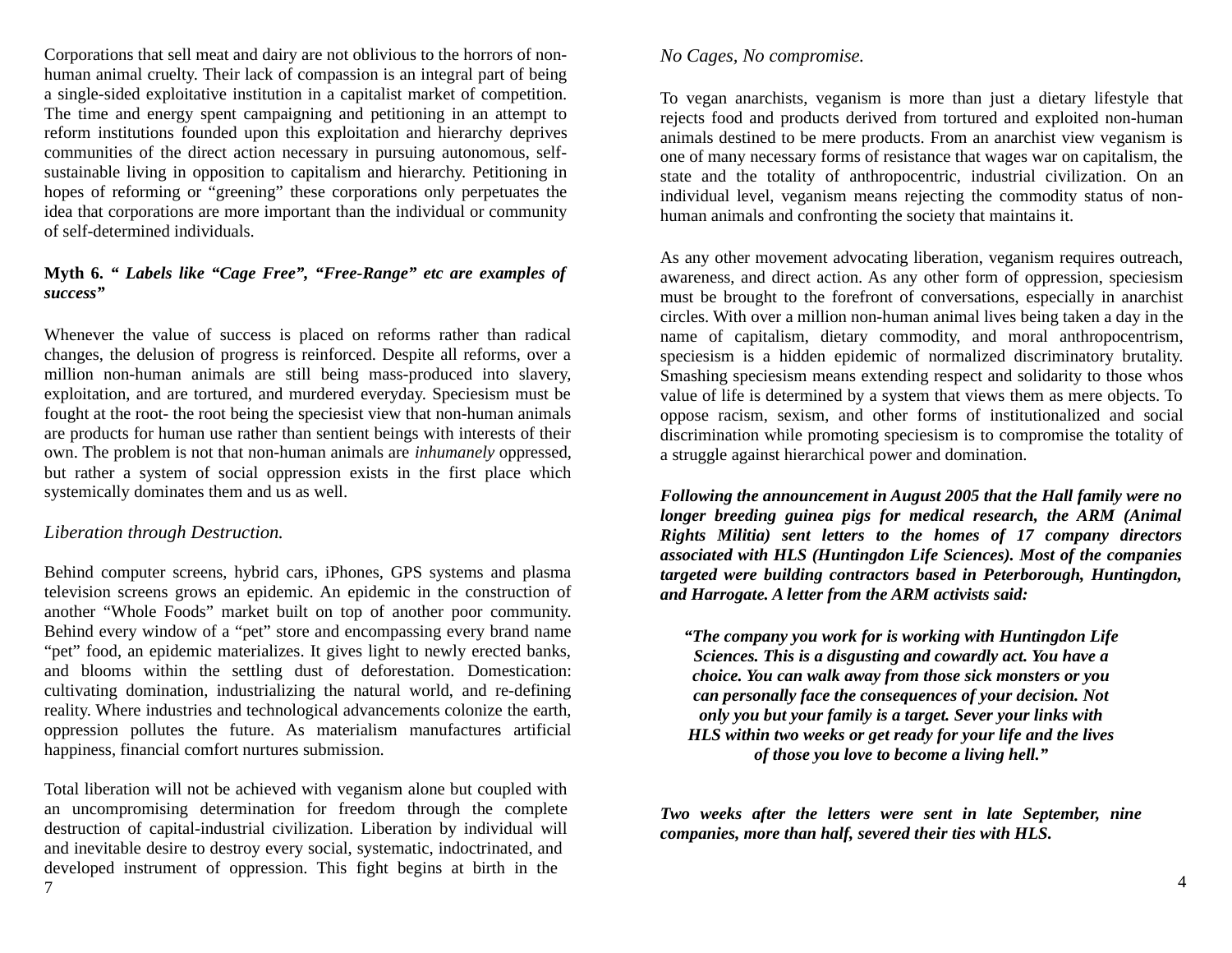Corporations that sell meat and dairy are not oblivious to the horrors of non-human animal cruelty. Their lack of compassion is an integral part of being a single-sided exploitative institution in a capitalist market of competition. The time and energy spent campaigning and petitioning in an attempt to reform institutions founded upon this exploitation and hierarchy deprives communities of the direct action necessary in pursuing autonomous, self-sustainable living in opposition to capitalism and hierarchy. Petitioning in hopes of reforming or "greening" these corporations only perpetuates the idea that corporations are more important than the individual or community of self-determined individuals.

**Myth 6. "** ***Labels like "Cage Free", "Free-Range" etc are examples of success"***

Whenever the value of success is placed on reforms rather than radical changes, the delusion of progress is reinforced. Despite all reforms, over a million non-human animals are still being mass-produced into slavery, exploitation, and are tortured, and murdered everyday. Speciesism must be fought at the root- the root being the speciesist view that non-human animals are products for human use rather than sentient beings with interests of their own. The problem is not that non-human animals are *inhumanely* oppressed, but rather a system of social oppression exists in the first place which systemically dominates them and us as well.

*Liberation through Destruction.*

Behind computer screens, hybrid cars, iPhones, GPS systems and plasma television screens grows an epidemic. An epidemic in the construction of another "Whole Foods" market built on top of another poor community. Behind every window of a "pet" store and encompassing every brand name "pet" food, an epidemic materializes. It gives light to newly erected banks, and blooms within the settling dust of deforestation. Domestication: cultivating domination, industrializing the natural world, and re-defining reality. Where industries and technological advancements colonize the earth, oppression pollutes the future. As materialism manufactures artificial happiness, financial comfort nurtures submission.

Total liberation will not be achieved with veganism alone but coupled with an uncompromising determination for freedom through the complete destruction of capital-industrial civilization. Liberation by individual will and inevitable desire to destroy every social, systematic, indoctrinated, and developed instrument of oppression. This fight begins at birth in the

*No Cages, No compromise.*

To vegan anarchists, veganism is more than just a dietary lifestyle that rejects food and products derived from tortured and exploited non-human animals destined to be mere products. From an anarchist view veganism is one of many necessary forms of resistance that wages war on capitalism, the state and the totality of anthropocentric, industrial civilization. On an individual level, veganism means rejecting the commodity status of non-human animals and confronting the society that maintains it.

As any other movement advocating liberation, veganism requires outreach, awareness, and direct action. As any other form of oppression, speciesism must be brought to the forefront of conversations, especially in anarchist circles. With over a million non-human animal lives being taken a day in the name of capitalism, dietary commodity, and moral anthropocentrism, speciesism is a hidden epidemic of normalized discriminatory brutality. Smashing speciesism means extending respect and solidarity to those whos value of life is determined by a system that views them as mere objects. To oppose racism, sexism, and other forms of institutionalized and social discrimination while promoting speciesism is to compromise the totality of a struggle against hierarchical power and domination.

***Following the announcement in August 2005 that the Hall family were no longer breeding guinea pigs for medical research, the ARM (Animal Rights Militia) sent letters to the homes of 17 company directors associated with HLS (Huntingdon Life Sciences). Most of the companies targeted were building contractors based in Peterborough, Huntingdon, and Harrogate. A letter from the ARM activists said:***

> ***"The company you work for is working with Huntingdon Life Sciences. This is a disgusting and cowardly act. You have a choice. You can walk away from those sick monsters or you can personally face the consequences of your decision. Not only you but your family is a target. Sever your links with HLS within two weeks or get ready for your life and the lives of those you love to become a living hell."***

***Two weeks after the letters were sent in late September, nine companies, more than half, severed their ties with HLS.***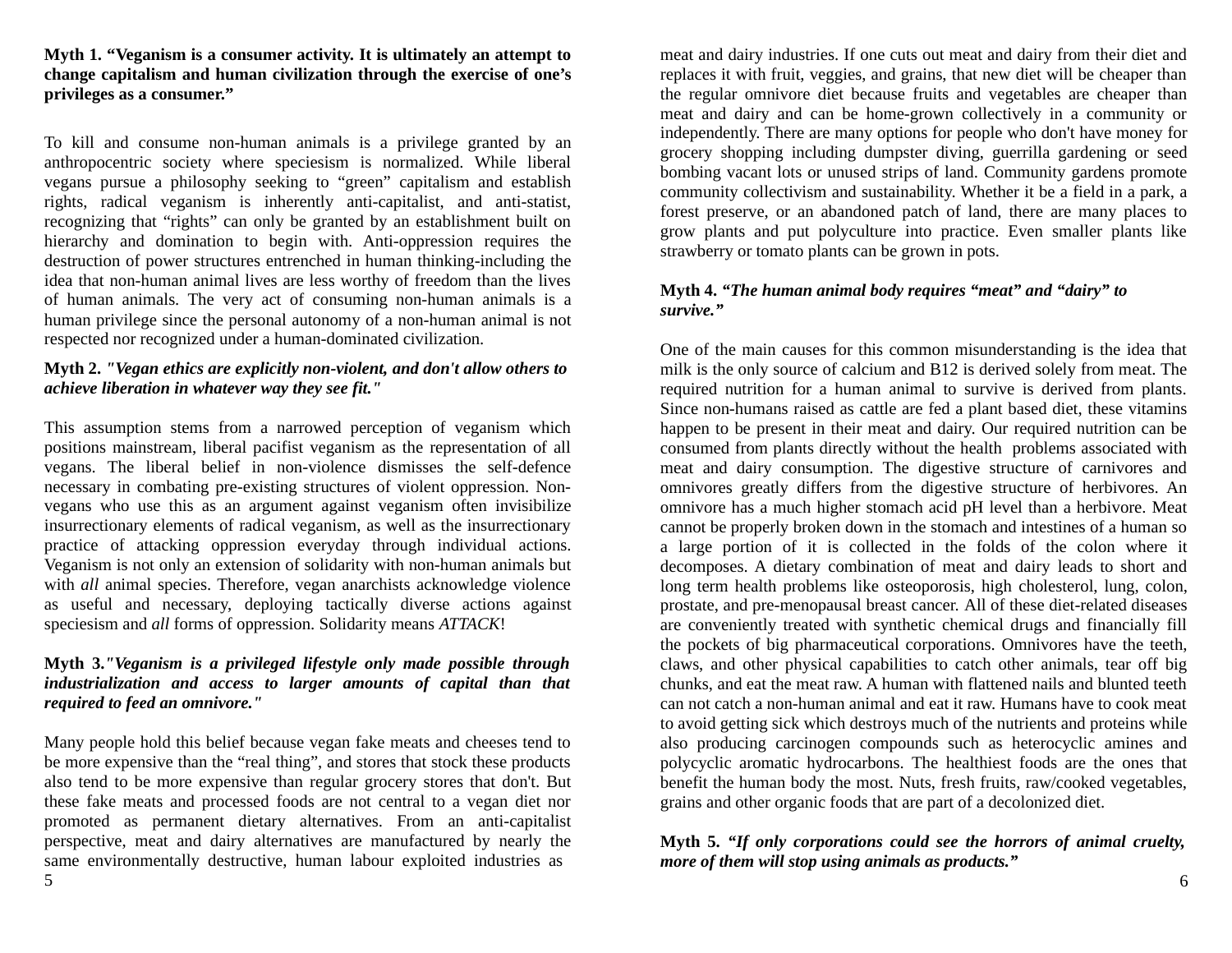**Myth 1. "Veganism is a consumer activity. It is ultimately an attempt to change capitalism and human civilization through the exercise of one's privileges as a consumer."**

To kill and consume non-human animals is a privilege granted by an anthropocentric society where speciesism is normalized. While liberal vegans pursue a philosophy seeking to "green" capitalism and establish rights, radical veganism is inherently anti-capitalist, and anti-statist, recognizing that "rights" can only be granted by an establishment built on hierarchy and domination to begin with. Anti-oppression requires the destruction of power structures entrenched in human thinking-including the idea that non-human animal lives are less worthy of freedom than the lives of human animals. The very act of consuming non-human animals is a human privilege since the personal autonomy of a non-human animal is not respected nor recognized under a human-dominated civilization.

**Myth 2.** ***"Vegan ethics are explicitly non-violent, and don't allow others to achieve liberation in whatever way they see fit."***

This assumption stems from a narrowed perception of veganism which positions mainstream, liberal pacifist veganism as the representation of all vegans. The liberal belief in non-violence dismisses the self-defence necessary in combating pre-existing structures of violent oppression. Non-vegans who use this as an argument against veganism often invisibilize insurrectionary elements of radical veganism, as well as the insurrectionary practice of attacking oppression everyday through individual actions. Veganism is not only an extension of solidarity with non-human animals but with *all* animal species. Therefore, vegan anarchists acknowledge violence as useful and necessary, deploying tactically diverse actions against speciesism and *all* forms of oppression. Solidarity means *ATTACK*!

**Myth 3.*"Veganism is a privileged lifestyle only made possible through industrialization and access to larger amounts of capital than that required to feed an omnivore."***

Many people hold this belief because vegan fake meats and cheeses tend to be more expensive than the "real thing", and stores that stock these products also tend to be more expensive than regular grocery stores that don't. But these fake meats and processed foods are not central to a vegan diet nor promoted as permanent dietary alternatives. From an anti-capitalist perspective, meat and dairy alternatives are manufactured by nearly the same environmentally destructive, human labour exploited industries as meat and dairy industries. If one cuts out meat and dairy from their diet and replaces it with fruit, veggies, and grains, that new diet will be cheaper than the regular omnivore diet because fruits and vegetables are cheaper than meat and dairy and can be home-grown collectively in a community or independently. There are many options for people who don't have money for grocery shopping including dumpster diving, guerrilla gardening or seed bombing vacant lots or unused strips of land. Community gardens promote community collectivism and sustainability. Whether it be a field in a park, a forest preserve, or an abandoned patch of land, there are many places to grow plants and put polyculture into practice. Even smaller plants like strawberry or tomato plants can be grown in pots.

**Myth 4.** ***"The human animal body requires "meat" and "dairy" to survive."***

One of the main causes for this common misunderstanding is the idea that milk is the only source of calcium and B12 is derived solely from meat. The required nutrition for a human animal to survive is derived from plants. Since non-humans raised as cattle are fed a plant based diet, these vitamins happen to be present in their meat and dairy. Our required nutrition can be consumed from plants directly without the health problems associated with meat and dairy consumption. The digestive structure of carnivores and omnivores greatly differs from the digestive structure of herbivores. An omnivore has a much higher stomach acid pH level than a herbivore. Meat cannot be properly broken down in the stomach and intestines of a human so a large portion of it is collected in the folds of the colon where it decomposes. A dietary combination of meat and dairy leads to short and long term health problems like osteoporosis, high cholesterol, lung, colon, prostate, and pre-menopausal breast cancer. All of these diet-related diseases are conveniently treated with synthetic chemical drugs and financially fill the pockets of big pharmaceutical corporations. Omnivores have the teeth, claws, and other physical capabilities to catch other animals, tear off big chunks, and eat the meat raw. A human with flattened nails and blunted teeth can not catch a non-human animal and eat it raw. Humans have to cook meat to avoid getting sick which destroys much of the nutrients and proteins while also producing carcinogen compounds such as heterocyclic amines and polycyclic aromatic hydrocarbons. The healthiest foods are the ones that benefit the human body the most. Nuts, fresh fruits, raw/cooked vegetables, grains and other organic foods that are part of a decolonized diet.

**Myth 5.** ***"If only corporations could see the horrors of animal cruelty, more of them will stop using animals as products."***